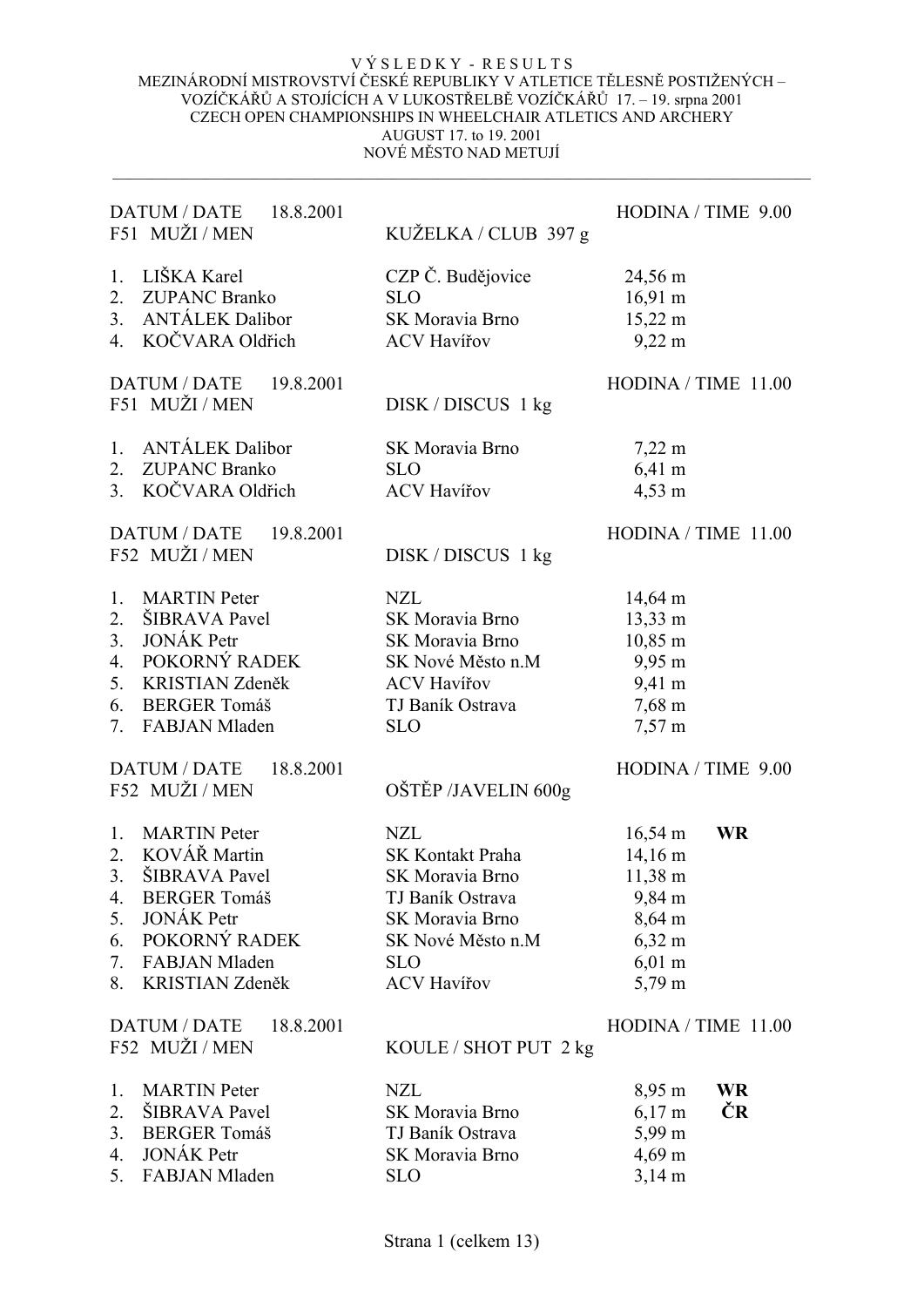# V Ý S L E D K Y - R E S U L T S

MEZINÁRODNÍ MISTROVSTVÍ ČESKÉ REPUBLIKY V ATLETICE TĚLESNĚ POSTIŽENÝCH – VOZÍČKÁŘŮ A STOJÍCÍCH A V LUKOSTŘELBĚ VOZÍČKÁŘŮ 17. – 19. srpna 2001

CZECH OPEN CHAMPIONSHIPS IN WHEELCHAIR ATLETICS AND ARCHERY

AUGUST 17. to 19. 2001

NOVÉ MĚSTO NAD METUJÍ

---

DATUM / DATE 18.8.2001 — HODINA / TIME 9.00

F51 MUŽI / MEN — KUŽELKA / CLUB 397 g

| | Jméno | Klub | Výkon | |
|---|---|---|---|---|
| 1. | LIŠKA Karel | CZP Č. Budějovice | 24,56 m | |
| 2. | ZUPANC Branko | SLO | 16,91 m | |
| 3. | ANTÁLEK Dalibor | SK Moravia Brno | 15,22 m | |
| 4. | KOČVARA Oldřich | ACV Havířov | 9,22 m | |

DATUM / DATE 19.8.2001 — HODINA / TIME 11.00

F51 MUŽI / MEN — DISK / DISCUS 1 kg

| | Jméno | Klub | Výkon | |
|---|---|---|---|---|
| 1. | ANTÁLEK Dalibor | SK Moravia Brno | 7,22 m | |
| 2. | ZUPANC Branko | SLO | 6,41 m | |
| 3. | KOČVARA Oldřich | ACV Havířov | 4,53 m | |

DATUM / DATE 19.8.2001 — HODINA / TIME 11.00

F52 MUŽI / MEN — DISK / DISCUS 1 kg

| | Jméno | Klub | Výkon | |
|---|---|---|---|---|
| 1. | MARTIN Peter | NZL | 14,64 m | |
| 2. | ŠIBRAVA Pavel | SK Moravia Brno | 13,33 m | |
| 3. | JONÁK Petr | SK Moravia Brno | 10,85 m | |
| 4. | POKORNÝ RADEK | SK Nové Město n.M | 9,95 m | |
| 5. | KRISTIAN Zdeněk | ACV Havířov | 9,41 m | |
| 6. | BERGER Tomáš | TJ Baník Ostrava | 7,68 m | |
| 7. | FABJAN Mladen | SLO | 7,57 m | |

DATUM / DATE 18.8.2001 — HODINA / TIME 9.00

F52 MUŽI / MEN — OŠTĚP /JAVELIN 600g

| | Jméno | Klub | Výkon | |
|---|---|---|---|---|
| 1. | MARTIN Peter | NZL | 16,54 m | **WR** |
| 2. | KOVÁŘ Martin | SK Kontakt Praha | 14,16 m | |
| 3. | ŠIBRAVA Pavel | SK Moravia Brno | 11,38 m | |
| 4. | BERGER Tomáš | TJ Baník Ostrava | 9,84 m | |
| 5. | JONÁK Petr | SK Moravia Brno | 8,64 m | |
| 6. | POKORNÝ RADEK | SK Nové Město n.M | 6,32 m | |
| 7. | FABJAN Mladen | SLO | 6,01 m | |
| 8. | KRISTIAN Zdeněk | ACV Havířov | 5,79 m | |

DATUM / DATE 18.8.2001 — HODINA / TIME 11.00

F52 MUŽI / MEN — KOULE / SHOT PUT 2 kg

| | Jméno | Klub | Výkon | |
|---|---|---|---|---|
| 1. | MARTIN Peter | NZL | 8,95 m | **WR** |
| 2. | ŠIBRAVA Pavel | SK Moravia Brno | 6,17 m | **ČR** |
| 3. | BERGER Tomáš | TJ Baník Ostrava | 5,99 m | |
| 4. | JONÁK Petr | SK Moravia Brno | 4,69 m | |
| 5. | FABJAN Mladen | SLO | 3,14 m | |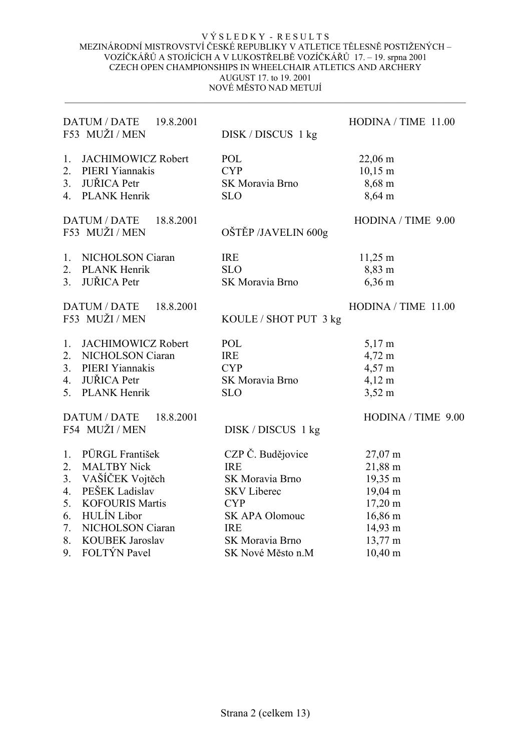VÝSLEDKY - RESULTS
MEZINÁRODNÍ MISTROVSTVÍ ČESKÉ REPUBLIKY V ATLETICE TĚLESNĚ POSTIŽENÝCH – VOZÍČKÁŘŮ A STOJÍCÍCH A V LUKOSTŘELBĚ VOZÍČKÁŘŮ 17. – 19. srpna 2001
CZECH OPEN CHAMPIONSHIPS IN WHEELCHAIR ATLETICS AND ARCHERY
AUGUST 17. to 19. 2001
NOVÉ MĚSTO NAD METUJÍ

---

DATUM / DATE 19.8.2001 HODINA / TIME 11.00
F53 MUŽI / MEN DISK / DISCUS 1 kg

| | | | |
|---|---|---|---|
| 1. | JACHIMOWICZ Robert | POL | 22,06 m |
| 2. | PIERI Yiannakis | CYP | 10,15 m |
| 3. | JUŘICA Petr | SK Moravia Brno | 8,68 m |
| 4. | PLANK Henrik | SLO | 8,64 m |

DATUM / DATE 18.8.2001 HODINA / TIME 9.00
F53 MUŽI / MEN OŠTĚP /JAVELIN 600g

| | | | |
|---|---|---|---|
| 1. | NICHOLSON Ciaran | IRE | 11,25 m |
| 2. | PLANK Henrik | SLO | 8,83 m |
| 3. | JUŘICA Petr | SK Moravia Brno | 6,36 m |

DATUM / DATE 18.8.2001 HODINA / TIME 11.00
F53 MUŽI / MEN KOULE / SHOT PUT 3 kg

| | | | |
|---|---|---|---|
| 1. | JACHIMOWICZ Robert | POL | 5,17 m |
| 2. | NICHOLSON Ciaran | IRE | 4,72 m |
| 3. | PIERI Yiannakis | CYP | 4,57 m |
| 4. | JUŘICA Petr | SK Moravia Brno | 4,12 m |
| 5. | PLANK Henrik | SLO | 3,52 m |

DATUM / DATE 18.8.2001 HODINA / TIME 9.00
F54 MUŽI / MEN DISK / DISCUS 1 kg

| | | | |
|---|---|---|---|
| 1. | PÜRGL František | CZP Č. Budějovice | 27,07 m |
| 2. | MALTBY Nick | IRE | 21,88 m |
| 3. | VAŠÍČEK Vojtěch | SK Moravia Brno | 19,35 m |
| 4. | PEŠEK Ladislav | SKV Liberec | 19,04 m |
| 5. | KOFOURIS Martis | CYP | 17,20 m |
| 6. | HULÍN Libor | SK APA Olomouc | 16,86 m |
| 7. | NICHOLSON Ciaran | IRE | 14,93 m |
| 8. | KOUBEK Jaroslav | SK Moravia Brno | 13,77 m |
| 9. | FOLTÝN Pavel | SK Nové Město n.M | 10,40 m |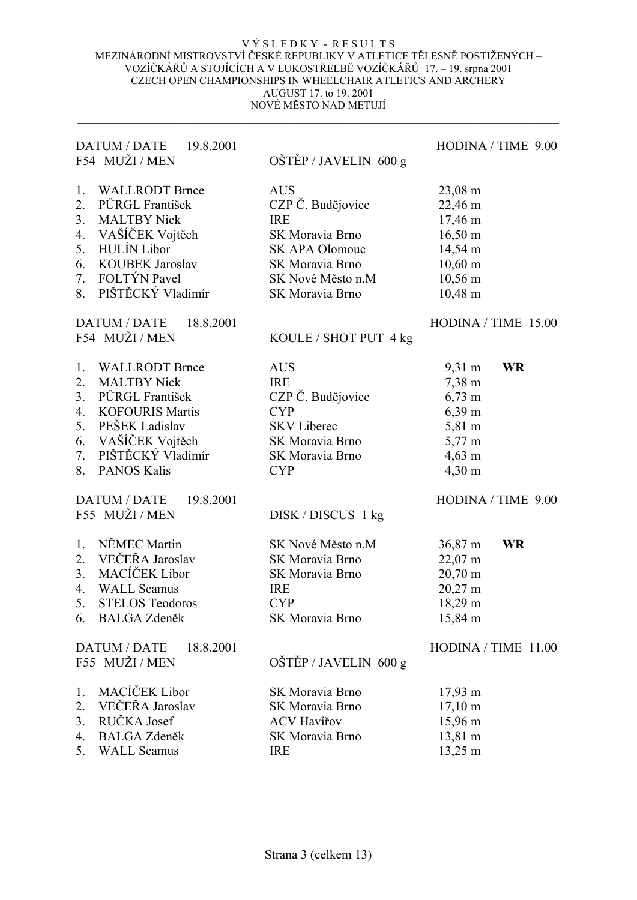VÝSLEDKY - RESULTS
MEZINÁRODNÍ MISTROVSTVÍ ČESKÉ REPUBLIKY V ATLETICE TĚLESNĚ POSTIŽENÝCH – VOZÍČKÁŘŮ A STOJÍCÍCH A V LUKOSTŘELBĚ VOZÍČKÁŘŮ 17. – 19. srpna 2001
CZECH OPEN CHAMPIONSHIPS IN WHEELCHAIR ATLETICS AND ARCHERY
AUGUST 17. to 19. 2001
NOVÉ MĚSTO NAD METUJÍ

---

DATUM / DATE 19.8.2001 — HODINA / TIME 9.00

F54 MUŽI / MEN — OŠTĚP / JAVELIN 600 g

| | | | |
|---|---|---|---|
| 1. | WALLRODT Brnce | AUS | 23,08 m |
| 2. | PÜRGL František | CZP Č. Budějovice | 22,46 m |
| 3. | MALTBY Nick | IRE | 17,46 m |
| 4. | VAŠÍČEK Vojtěch | SK Moravia Brno | 16,50 m |
| 5. | HULÍN Libor | SK APA Olomouc | 14,54 m |
| 6. | KOUBEK Jaroslav | SK Moravia Brno | 10,60 m |
| 7. | FOLTÝN Pavel | SK Nové Město n.M | 10,56 m |
| 8. | PIŠTĚCKÝ Vladimír | SK Moravia Brno | 10,48 m |

DATUM / DATE 18.8.2001 — HODINA / TIME 15.00

F54 MUŽI / MEN — KOULE / SHOT PUT 4 kg

| | | | | |
|---|---|---|---|---|
| 1. | WALLRODT Brnce | AUS | 9,31 m | **WR** |
| 2. | MALTBY Nick | IRE | 7,38 m | |
| 3. | PÜRGL František | CZP Č. Budějovice | 6,73 m | |
| 4. | KOFOURIS Martis | CYP | 6,39 m | |
| 5. | PEŠEK Ladislav | SKV Liberec | 5,81 m | |
| 6. | VAŠÍČEK Vojtěch | SK Moravia Brno | 5,77 m | |
| 7. | PIŠTĚCKÝ Vladimír | SK Moravia Brno | 4,63 m | |
| 8. | PANOS Kalis | CYP | 4,30 m | |

DATUM / DATE 19.8.2001 — HODINA / TIME 9.00

F55 MUŽI / MEN — DISK / DISCUS 1 kg

| | | | | |
|---|---|---|---|---|
| 1. | NĚMEC Martin | SK Nové Město n.M | 36,87 m | **WR** |
| 2. | VEČEŘA Jaroslav | SK Moravia Brno | 22,07 m | |
| 3. | MACÍČEK Libor | SK Moravia Brno | 20,70 m | |
| 4. | WALL Seamus | IRE | 20,27 m | |
| 5. | STELOS Teodoros | CYP | 18,29 m | |
| 6. | BALGA Zdeněk | SK Moravia Brno | 15,84 m | |

DATUM / DATE 18.8.2001 — HODINA / TIME 11.00

F55 MUŽI / MEN — OŠTĚP / JAVELIN 600 g

| | | | |
|---|---|---|---|
| 1. | MACÍČEK Libor | SK Moravia Brno | 17,93 m |
| 2. | VEČEŘA Jaroslav | SK Moravia Brno | 17,10 m |
| 3. | RUČKA Josef | ACV Havířov | 15,96 m |
| 4. | BALGA Zdeněk | SK Moravia Brno | 13,81 m |
| 5. | WALL Seamus | IRE | 13,25 m |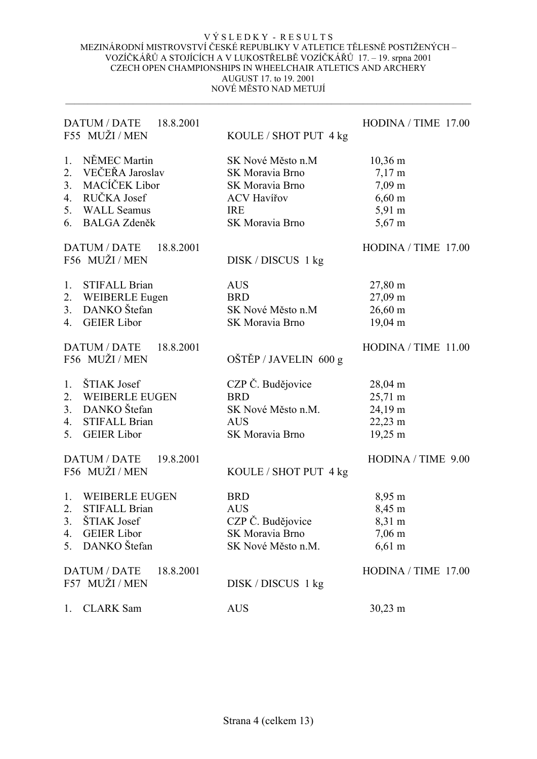VÝSLEDKY - RESULTS
MEZINÁRODNÍ MISTROVSTVÍ ČESKÉ REPUBLIKY V ATLETICE TĚLESNĚ POSTIŽENÝCH – VOZÍČKÁŘŮ A STOJÍCÍCH A V LUKOSTŘELBĚ VOZÍČKÁŘŮ 17. – 19. srpna 2001
CZECH OPEN CHAMPIONSHIPS IN WHEELCHAIR ATLETICS AND ARCHERY
AUGUST 17. to 19. 2001
NOVÉ MĚSTO NAD METUJÍ

---

DATUM / DATE 18.8.2001 — HODINA / TIME 17.00
F55 MUŽI / MEN — KOULE / SHOT PUT 4 kg

| | Jméno | Klub | Výkon |
|---|---|---|---|
| 1. | NĚMEC Martin | SK Nové Město n.M | 10,36 m |
| 2. | VEČEŘA Jaroslav | SK Moravia Brno | 7,17 m |
| 3. | MACÍČEK Libor | SK Moravia Brno | 7,09 m |
| 4. | RUČKA Josef | ACV Havířov | 6,60 m |
| 5. | WALL Seamus | IRE | 5,91 m |
| 6. | BALGA Zdeněk | SK Moravia Brno | 5,67 m |

DATUM / DATE 18.8.2001 — HODINA / TIME 17.00
F56 MUŽI / MEN — DISK / DISCUS 1 kg

| | Jméno | Klub | Výkon |
|---|---|---|---|
| 1. | STIFALL Brian | AUS | 27,80 m |
| 2. | WEIBERLE Eugen | BRD | 27,09 m |
| 3. | DANKO Štefan | SK Nové Město n.M | 26,60 m |
| 4. | GEIER Libor | SK Moravia Brno | 19,04 m |

DATUM / DATE 18.8.2001 — HODINA / TIME 11.00
F56 MUŽI / MEN — OŠTĚP / JAVELIN 600 g

| | Jméno | Klub | Výkon |
|---|---|---|---|
| 1. | ŠTIAK Josef | CZP Č. Budějovice | 28,04 m |
| 2. | WEIBERLE EUGEN | BRD | 25,71 m |
| 3. | DANKO Štefan | SK Nové Město n.M. | 24,19 m |
| 4. | STIFALL Brian | AUS | 22,23 m |
| 5. | GEIER Libor | SK Moravia Brno | 19,25 m |

DATUM / DATE 19.8.2001 — HODINA / TIME 9.00
F56 MUŽI / MEN — KOULE / SHOT PUT 4 kg

| | Jméno | Klub | Výkon |
|---|---|---|---|
| 1. | WEIBERLE EUGEN | BRD | 8,95 m |
| 2. | STIFALL Brian | AUS | 8,45 m |
| 3. | ŠTIAK Josef | CZP Č. Budějovice | 8,31 m |
| 4. | GEIER Libor | SK Moravia Brno | 7,06 m |
| 5. | DANKO Štefan | SK Nové Město n.M. | 6,61 m |

DATUM / DATE 18.8.2001 — HODINA / TIME 17.00
F57 MUŽI / MEN — DISK / DISCUS 1 kg

| | Jméno | Klub | Výkon |
|---|---|---|---|
| 1. | CLARK Sam | AUS | 30,23 m |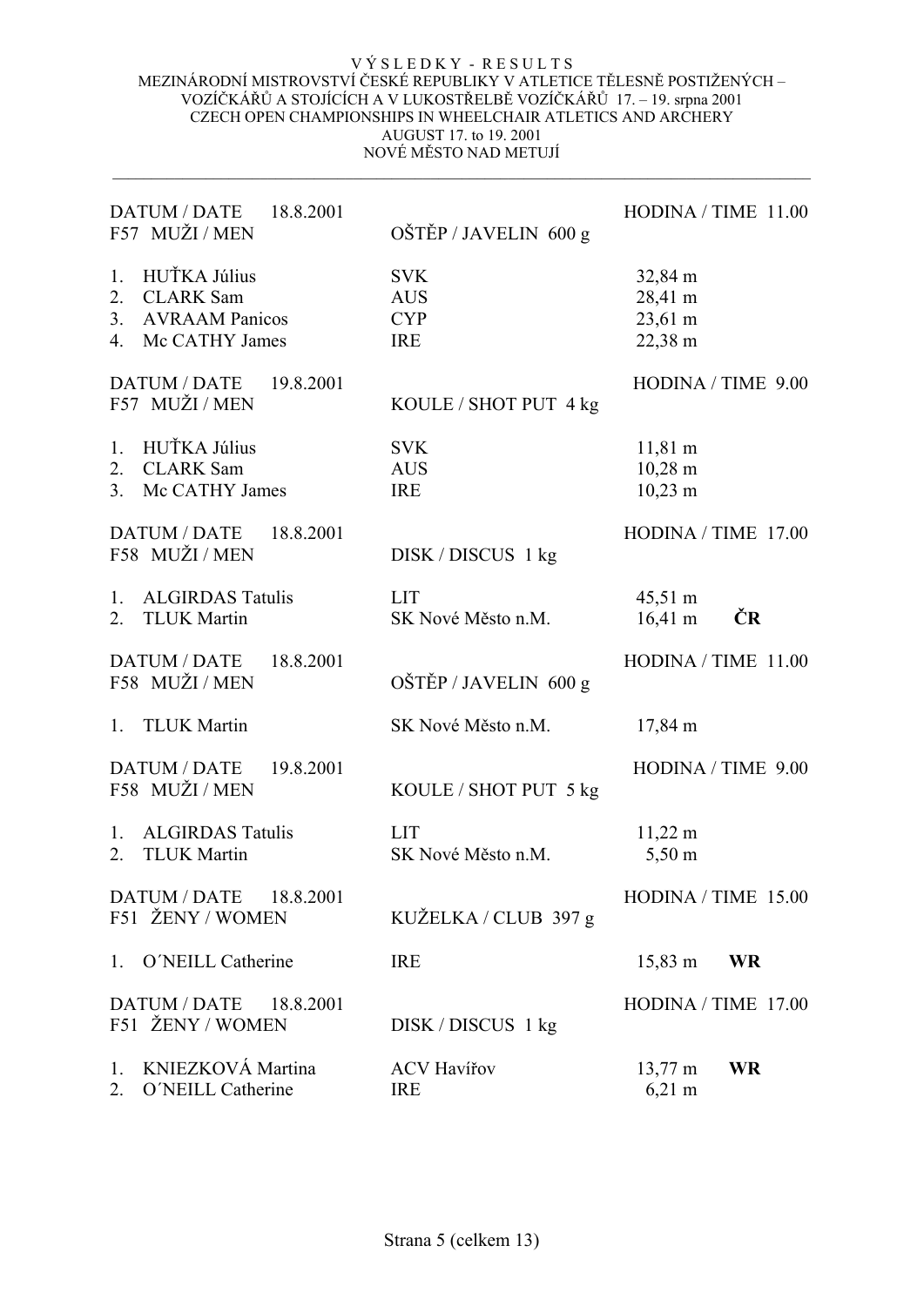VÝSLEDKY - RESULTS
MEZINÁRODNÍ MISTROVSTVÍ ČESKÉ REPUBLIKY V ATLETICE TĚLESNĚ POSTIŽENÝCH – VOZÍČKÁŘŮ A STOJÍCÍCH A V LUKOSTŘELBĚ VOZÍČKÁŘŮ 17. – 19. srpna 2001
CZECH OPEN CHAMPIONSHIPS IN WHEELCHAIR ATLETICS AND ARCHERY
AUGUST 17. to 19. 2001
NOVÉ MĚSTO NAD METUJÍ

---

DATUM / DATE 18.8.2001 — HODINA / TIME 11.00
F57 MUŽI / MEN — OŠTĚP / JAVELIN 600 g

| | | |
|---|---|---|
| 1. HUŤKA Július | SVK | 32,84 m |
| 2. CLARK Sam | AUS | 28,41 m |
| 3. AVRAAM Panicos | CYP | 23,61 m |
| 4. Mc CATHY James | IRE | 22,38 m |

DATUM / DATE 19.8.2001 — HODINA / TIME 9.00
F57 MUŽI / MEN — KOULE / SHOT PUT 4 kg

| | | |
|---|---|---|
| 1. HUŤKA Július | SVK | 11,81 m |
| 2. CLARK Sam | AUS | 10,28 m |
| 3. Mc CATHY James | IRE | 10,23 m |

DATUM / DATE 18.8.2001 — HODINA / TIME 17.00
F58 MUŽI / MEN — DISK / DISCUS 1 kg

| | | | |
|---|---|---|---|
| 1. ALGIRDAS Tatulis | LIT | 45,51 m | |
| 2. TLUK Martin | SK Nové Město n.M. | 16,41 m | **ČR** |

DATUM / DATE 18.8.2001 — HODINA / TIME 11.00
F58 MUŽI / MEN — OŠTĚP / JAVELIN 600 g

| | | |
|---|---|---|
| 1. TLUK Martin | SK Nové Město n.M. | 17,84 m |

DATUM / DATE 19.8.2001 — HODINA / TIME 9.00
F58 MUŽI / MEN — KOULE / SHOT PUT 5 kg

| | | |
|---|---|---|
| 1. ALGIRDAS Tatulis | LIT | 11,22 m |
| 2. TLUK Martin | SK Nové Město n.M. | 5,50 m |

DATUM / DATE 18.8.2001 — HODINA / TIME 15.00
F51 ŽENY / WOMEN — KUŽELKA / CLUB 397 g

| | | | |
|---|---|---|---|
| 1. O´NEILL Catherine | IRE | 15,83 m | **WR** |

DATUM / DATE 18.8.2001 — HODINA / TIME 17.00
F51 ŽENY / WOMEN — DISK / DISCUS 1 kg

| | | | |
|---|---|---|---|
| 1. KNIEZKOVÁ Martina | ACV Havířov | 13,77 m | **WR** |
| 2. O´NEILL Catherine | IRE | 6,21 m | |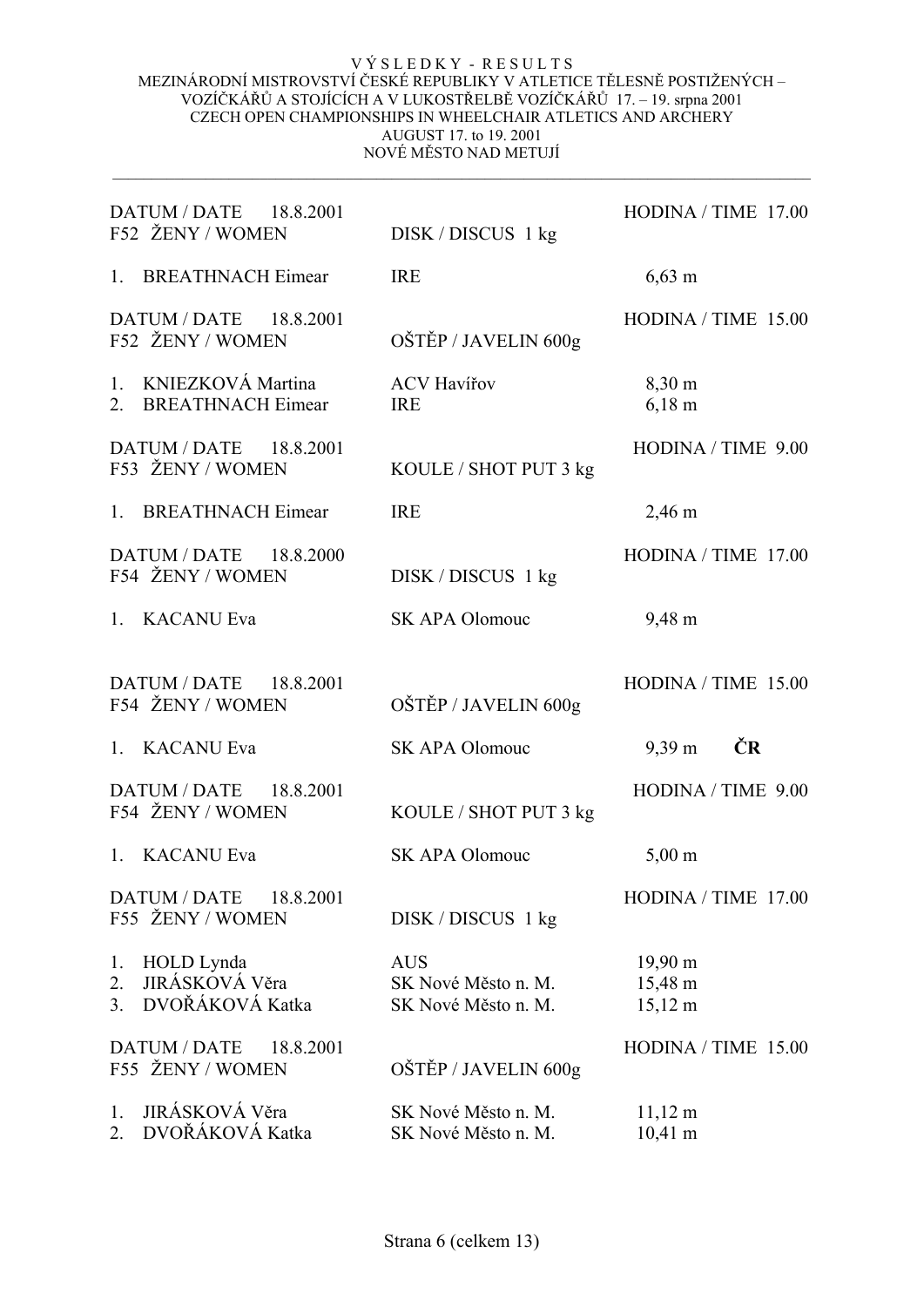VÝSLEDKY - RESULTS
MEZINÁRODNÍ MISTROVSTVÍ ČESKÉ REPUBLIKY V ATLETICE TĚLESNĚ POSTIŽENÝCH – VOZÍČKÁŘŮ A STOJÍCÍCH A V LUKOSTŘELBĚ VOZÍČKÁŘŮ 17. – 19. srpna 2001
CZECH OPEN CHAMPIONSHIPS IN WHEELCHAIR ATLETICS AND ARCHERY
AUGUST 17. to 19. 2001
NOVÉ MĚSTO NAD METUJÍ

---

DATUM / DATE 18.8.2001 — HODINA / TIME 17.00
F52 ŽENY / WOMEN — DISK / DISCUS 1 kg

| | | | |
|---|---|---|---|
| 1. | BREATHNACH Eimear | IRE | 6,63 m |

DATUM / DATE 18.8.2001 — HODINA / TIME 15.00
F52 ŽENY / WOMEN — OŠTĚP / JAVELIN 600g

| | | | |
|---|---|---|---|
| 1. | KNIEZKOVÁ Martina | ACV Havířov | 8,30 m |
| 2. | BREATHNACH Eimear | IRE | 6,18 m |

DATUM / DATE 18.8.2001 — HODINA / TIME 9.00
F53 ŽENY / WOMEN — KOULE / SHOT PUT 3 kg

| | | | |
|---|---|---|---|
| 1. | BREATHNACH Eimear | IRE | 2,46 m |

DATUM / DATE 18.8.2000 — HODINA / TIME 17.00
F54 ŽENY / WOMEN — DISK / DISCUS 1 kg

| | | | |
|---|---|---|---|
| 1. | KACANU Eva | SK APA Olomouc | 9,48 m |

DATUM / DATE 18.8.2001 — HODINA / TIME 15.00
F54 ŽENY / WOMEN — OŠTĚP / JAVELIN 600g

| | | | |
|---|---|---|---|
| 1. | KACANU Eva | SK APA Olomouc | 9,39 m **ČR** |

DATUM / DATE 18.8.2001 — HODINA / TIME 9.00
F54 ŽENY / WOMEN — KOULE / SHOT PUT 3 kg

| | | | |
|---|---|---|---|
| 1. | KACANU Eva | SK APA Olomouc | 5,00 m |

DATUM / DATE 18.8.2001 — HODINA / TIME 17.00
F55 ŽENY / WOMEN — DISK / DISCUS 1 kg

| | | | |
|---|---|---|---|
| 1. | HOLD Lynda | AUS | 19,90 m |
| 2. | JIRÁSKOVÁ Věra | SK Nové Město n. M. | 15,48 m |
| 3. | DVOŘÁKOVÁ Katka | SK Nové Město n. M. | 15,12 m |

DATUM / DATE 18.8.2001 — HODINA / TIME 15.00
F55 ŽENY / WOMEN — OŠTĚP / JAVELIN 600g

| | | | |
|---|---|---|---|
| 1. | JIRÁSKOVÁ Věra | SK Nové Město n. M. | 11,12 m |
| 2. | DVOŘÁKOVÁ Katka | SK Nové Město n. M. | 10,41 m |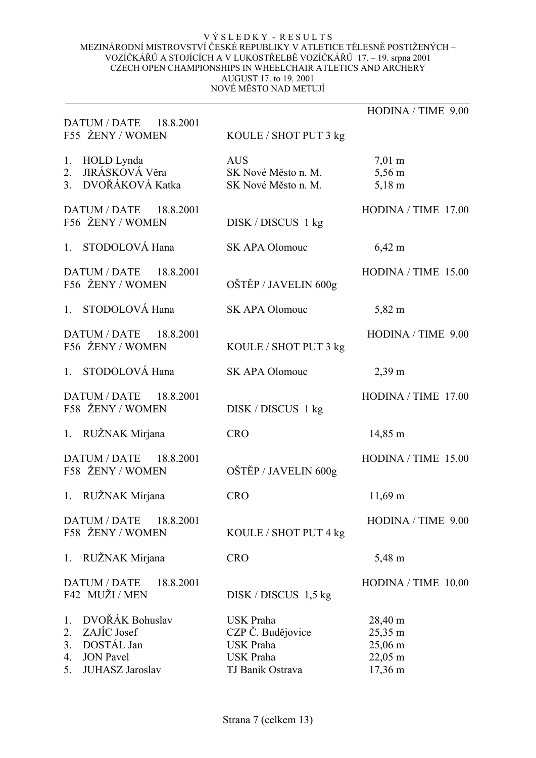V Ý S L E D K Y - R E S U L T S

MEZINÁRODNÍ MISTROVSTVÍ ČESKÉ REPUBLIKY V ATLETICE TĚLESNĚ POSTIŽENÝCH – VOZÍČKÁŘŮ A STOJÍCÍCH A V LUKOSTŘELBĚ VOZÍČKÁŘŮ 17. – 19. srpna 2001

CZECH OPEN CHAMPIONSHIPS IN WHEELCHAIR ATLETICS AND ARCHERY

AUGUST 17. to 19. 2001

NOVÉ MĚSTO NAD METUJÍ

---

DATUM / DATE 18.8.2001 — HODINA / TIME 9.00

F55 ŽENY / WOMEN — KOULE / SHOT PUT 3 kg

| | | |
|---|---|---|
| 1. HOLD Lynda | AUS | 7,01 m |
| 2. JIRÁSKOVÁ Věra | SK Nové Město n. M. | 5,56 m |
| 3. DVOŘÁKOVÁ Katka | SK Nové Město n. M. | 5,18 m |

DATUM / DATE 18.8.2001 — HODINA / TIME 17.00

F56 ŽENY / WOMEN — DISK / DISCUS 1 kg

| | | |
|---|---|---|
| 1. STODOLOVÁ Hana | SK APA Olomouc | 6,42 m |

DATUM / DATE 18.8.2001 — HODINA / TIME 15.00

F56 ŽENY / WOMEN — OŠTĚP / JAVELIN 600g

| | | |
|---|---|---|
| 1. STODOLOVÁ Hana | SK APA Olomouc | 5,82 m |

DATUM / DATE 18.8.2001 — HODINA / TIME 9.00

F56 ŽENY / WOMEN — KOULE / SHOT PUT 3 kg

| | | |
|---|---|---|
| 1. STODOLOVÁ Hana | SK APA Olomouc | 2,39 m |

DATUM / DATE 18.8.2001 — HODINA / TIME 17.00

F58 ŽENY / WOMEN — DISK / DISCUS 1 kg

| | | |
|---|---|---|
| 1. RUŽNAK Mirjana | CRO | 14,85 m |

DATUM / DATE 18.8.2001 — HODINA / TIME 15.00

F58 ŽENY / WOMEN — OŠTĚP / JAVELIN 600g

| | | |
|---|---|---|
| 1. RUŽNAK Mirjana | CRO | 11,69 m |

DATUM / DATE 18.8.2001 — HODINA / TIME 9.00

F58 ŽENY / WOMEN — KOULE / SHOT PUT 4 kg

| | | |
|---|---|---|
| 1. RUŽNAK Mirjana | CRO | 5,48 m |

DATUM / DATE 18.8.2001 — HODINA / TIME 10.00

F42 MUŽI / MEN — DISK / DISCUS 1,5 kg

| | | |
|---|---|---|
| 1. DVOŘÁK Bohuslav | USK Praha | 28,40 m |
| 2. ZAJÍC Josef | CZP Č. Budějovice | 25,35 m |
| 3. DOSTÁL Jan | USK Praha | 25,06 m |
| 4. JON Pavel | USK Praha | 22,05 m |
| 5. JUHASZ Jaroslav | TJ Baník Ostrava | 17,36 m |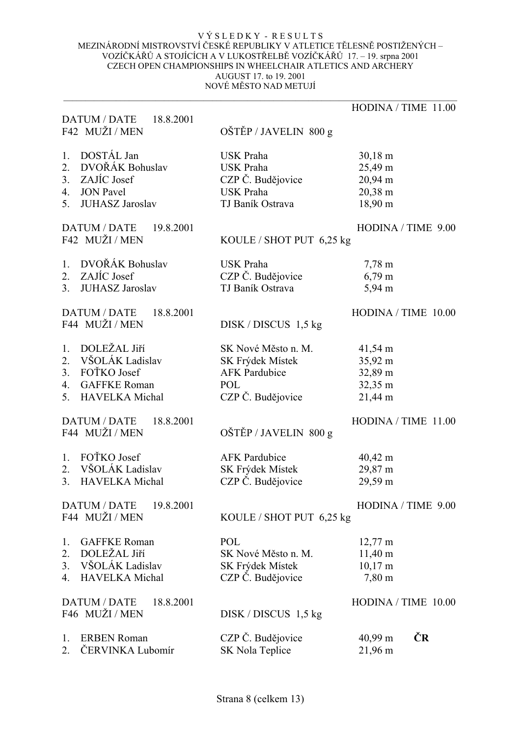VÝSLEDKY - RESULTS
MEZINÁRODNÍ MISTROVSTVÍ ČESKÉ REPUBLIKY V ATLETICE TĚLESNĚ POSTIŽENÝCH – VOZÍČKÁŘŮ A STOJÍCÍCH A V LUKOSTŘELBĚ VOZÍČKÁŘŮ 17. – 19. srpna 2001
CZECH OPEN CHAMPIONSHIPS IN WHEELCHAIR ATLETICS AND ARCHERY
AUGUST 17. to 19. 2001
NOVÉ MĚSTO NAD METUJÍ

---

DATUM / DATE 18.8.2001 — HODINA / TIME 11.00
F42 MUŽI / MEN — OŠTĚP / JAVELIN 800 g

| | | | |
|---|---|---|---|
| 1. | DOSTÁL Jan | USK Praha | 30,18 m |
| 2. | DVOŘÁK Bohuslav | USK Praha | 25,49 m |
| 3. | ZAJÍC Josef | CZP Č. Budějovice | 20,94 m |
| 4. | JON Pavel | USK Praha | 20,38 m |
| 5. | JUHASZ Jaroslav | TJ Baník Ostrava | 18,90 m |

DATUM / DATE 19.8.2001 — HODINA / TIME 9.00
F42 MUŽI / MEN — KOULE / SHOT PUT 6,25 kg

| | | | |
|---|---|---|---|
| 1. | DVOŘÁK Bohuslav | USK Praha | 7,78 m |
| 2. | ZAJÍC Josef | CZP Č. Budějovice | 6,79 m |
| 3. | JUHASZ Jaroslav | TJ Baník Ostrava | 5,94 m |

DATUM / DATE 18.8.2001 — HODINA / TIME 10.00
F44 MUŽI / MEN — DISK / DISCUS 1,5 kg

| | | | |
|---|---|---|---|
| 1. | DOLEŽAL Jiří | SK Nové Město n. M. | 41,54 m |
| 2. | VŠOLÁK Ladislav | SK Frýdek Místek | 35,92 m |
| 3. | FOŤKO Josef | AFK Pardubice | 32,89 m |
| 4. | GAFFKE Roman | POL | 32,35 m |
| 5. | HAVELKA Michal | CZP Č. Budějovice | 21,44 m |

DATUM / DATE 18.8.2001 — HODINA / TIME 11.00
F44 MUŽI / MEN — OŠTĚP / JAVELIN 800 g

| | | | |
|---|---|---|---|
| 1. | FOŤKO Josef | AFK Pardubice | 40,42 m |
| 2. | VŠOLÁK Ladislav | SK Frýdek Místek | 29,87 m |
| 3. | HAVELKA Michal | CZP Č. Budějovice | 29,59 m |

DATUM / DATE 19.8.2001 — HODINA / TIME 9.00
F44 MUŽI / MEN — KOULE / SHOT PUT 6,25 kg

| | | | |
|---|---|---|---|
| 1. | GAFFKE Roman | POL | 12,77 m |
| 2. | DOLEŽAL Jiří | SK Nové Město n. M. | 11,40 m |
| 3. | VŠOLÁK Ladislav | SK Frýdek Místek | 10,17 m |
| 4. | HAVELKA Michal | CZP Č. Budějovice | 7,80 m |

DATUM / DATE 18.8.2001 — HODINA / TIME 10.00
F46 MUŽI / MEN — DISK / DISCUS 1,5 kg

| | | | | |
|---|---|---|---|---|
| 1. | ERBEN Roman | CZP Č. Budějovice | 40,99 m | **ČR** |
| 2. | ČERVINKA Lubomír | SK Nola Teplice | 21,96 m | |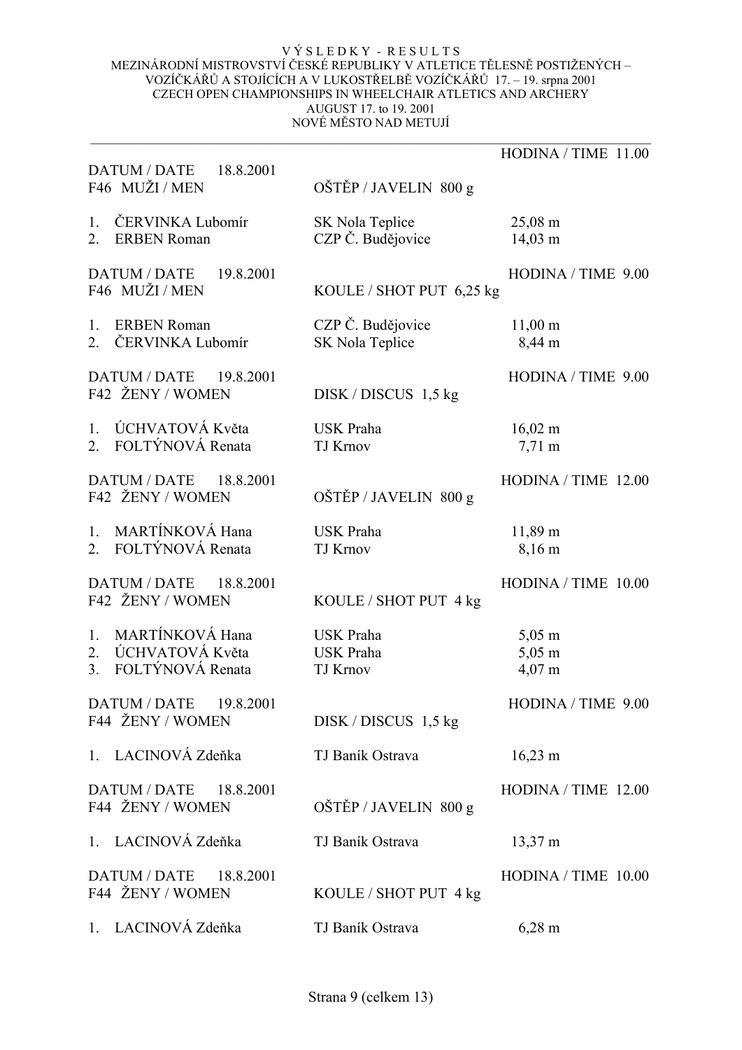VÝSLEDKY - RESULTS
MEZINÁRODNÍ MISTROVSTVÍ ČESKÉ REPUBLIKY V ATLETICE TĚLESNĚ POSTIŽENÝCH – VOZÍČKÁŘŮ A STOJÍCÍCH A V LUKOSTŘELBĚ VOZÍČKÁŘŮ 17. – 19. srpna 2001
CZECH OPEN CHAMPIONSHIPS IN WHEELCHAIR ATLETICS AND ARCHERY
AUGUST 17. to 19. 2001
NOVÉ MĚSTO NAD METUJÍ

---

DATUM / DATE 18.8.2001 — HODINA / TIME 11.00
F46 MUŽI / MEN — OŠTĚP / JAVELIN 800 g

| | | |
|---|---|---|
| 1. ČERVINKA Lubomír | SK Nola Teplice | 25,08 m |
| 2. ERBEN Roman | CZP Č. Budějovice | 14,03 m |

DATUM / DATE 19.8.2001 — HODINA / TIME 9.00
F46 MUŽI / MEN — KOULE / SHOT PUT 6,25 kg

| | | |
|---|---|---|
| 1. ERBEN Roman | CZP Č. Budějovice | 11,00 m |
| 2. ČERVINKA Lubomír | SK Nola Teplice | 8,44 m |

DATUM / DATE 19.8.2001 — HODINA / TIME 9.00
F42 ŽENY / WOMEN — DISK / DISCUS 1,5 kg

| | | |
|---|---|---|
| 1. ÚCHVATOVÁ Květa | USK Praha | 16,02 m |
| 2. FOLTÝNOVÁ Renata | TJ Krnov | 7,71 m |

DATUM / DATE 18.8.2001 — HODINA / TIME 12.00
F42 ŽENY / WOMEN — OŠTĚP / JAVELIN 800 g

| | | |
|---|---|---|
| 1. MARTÍNKOVÁ Hana | USK Praha | 11,89 m |
| 2. FOLTÝNOVÁ Renata | TJ Krnov | 8,16 m |

DATUM / DATE 18.8.2001 — HODINA / TIME 10.00
F42 ŽENY / WOMEN — KOULE / SHOT PUT 4 kg

| | | |
|---|---|---|
| 1. MARTÍNKOVÁ Hana | USK Praha | 5,05 m |
| 2. ÚCHVATOVÁ Květa | USK Praha | 5,05 m |
| 3. FOLTÝNOVÁ Renata | TJ Krnov | 4,07 m |

DATUM / DATE 19.8.2001 — HODINA / TIME 9.00
F44 ŽENY / WOMEN — DISK / DISCUS 1,5 kg

| | | |
|---|---|---|
| 1. LACINOVÁ Zdeňka | TJ Baník Ostrava | 16,23 m |

DATUM / DATE 18.8.2001 — HODINA / TIME 12.00
F44 ŽENY / WOMEN — OŠTĚP / JAVELIN 800 g

| | | |
|---|---|---|
| 1. LACINOVÁ Zdeňka | TJ Baník Ostrava | 13,37 m |

DATUM / DATE 18.8.2001 — HODINA / TIME 10.00
F44 ŽENY / WOMEN — KOULE / SHOT PUT 4 kg

| | | |
|---|---|---|
| 1. LACINOVÁ Zdeňka | TJ Baník Ostrava | 6,28 m |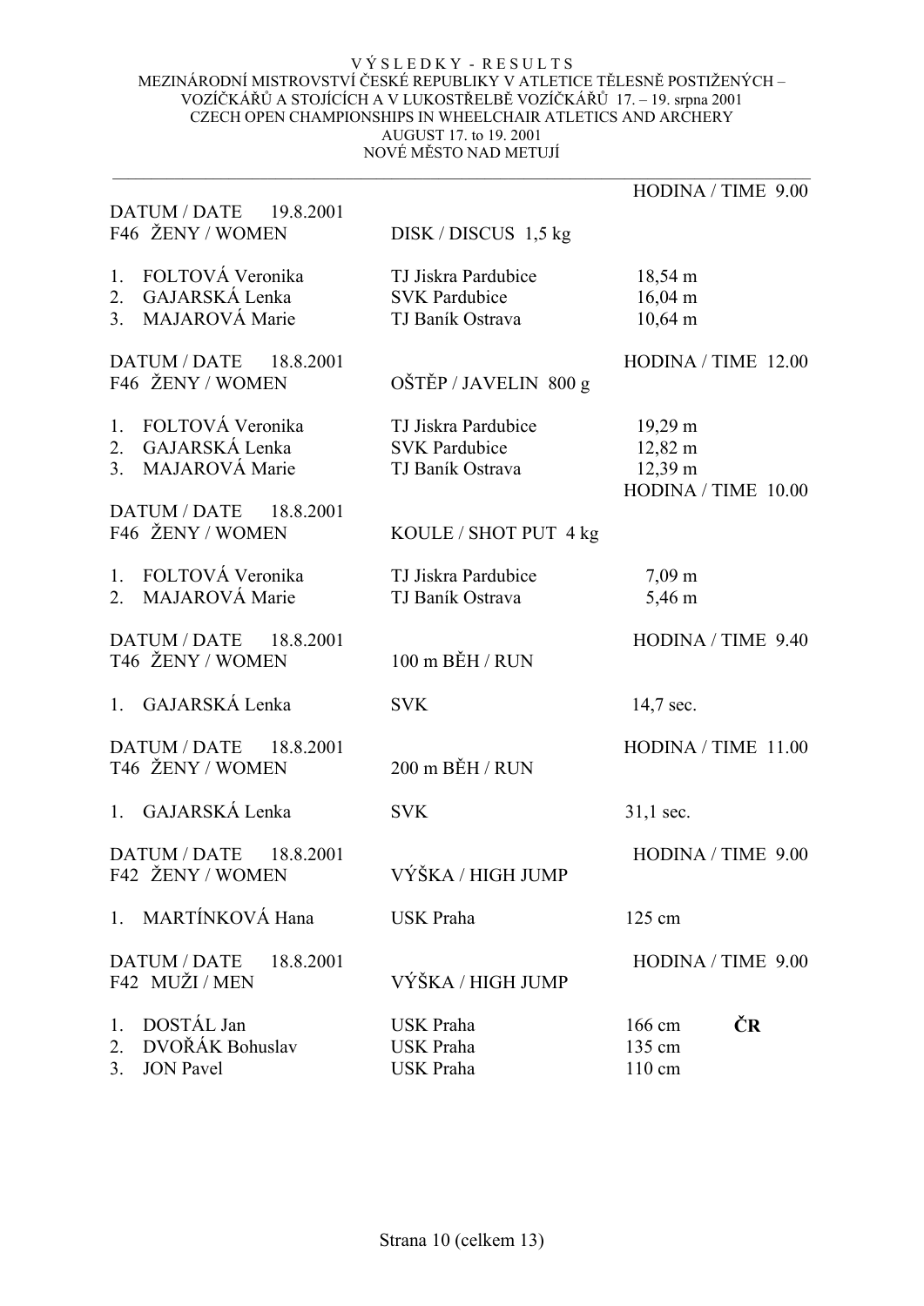VÝSLEDKY - RESULTS
MEZINÁRODNÍ MISTROVSTVÍ ČESKÉ REPUBLIKY V ATLETICE TĚLESNĚ POSTIŽENÝCH – VOZÍČKÁŘŮ A STOJÍCÍCH A V LUKOSTŘELBĚ VOZÍČKÁŘŮ 17. – 19. srpna 2001
CZECH OPEN CHAMPIONSHIPS IN WHEELCHAIR ATLETICS AND ARCHERY
AUGUST 17. to 19. 2001
NOVÉ MĚSTO NAD METUJÍ

---

DATUM / DATE 19.8.2001 — HODINA / TIME 9.00
F46 ŽENY / WOMEN — DISK / DISCUS 1,5 kg

| | | | |
|---|---|---|---|
| 1. | FOLTOVÁ Veronika | TJ Jiskra Pardubice | 18,54 m |
| 2. | GAJARSKÁ Lenka | SVK Pardubice | 16,04 m |
| 3. | MAJAROVÁ Marie | TJ Baník Ostrava | 10,64 m |

DATUM / DATE 18.8.2001 — HODINA / TIME 12.00
F46 ŽENY / WOMEN — OŠTĚP / JAVELIN 800 g

| | | | |
|---|---|---|---|
| 1. | FOLTOVÁ Veronika | TJ Jiskra Pardubice | 19,29 m |
| 2. | GAJARSKÁ Lenka | SVK Pardubice | 12,82 m |
| 3. | MAJAROVÁ Marie | TJ Baník Ostrava | 12,39 m |

DATUM / DATE 18.8.2001 — HODINA / TIME 10.00
F46 ŽENY / WOMEN — KOULE / SHOT PUT 4 kg

| | | | |
|---|---|---|---|
| 1. | FOLTOVÁ Veronika | TJ Jiskra Pardubice | 7,09 m |
| 2. | MAJAROVÁ Marie | TJ Baník Ostrava | 5,46 m |

DATUM / DATE 18.8.2001 — HODINA / TIME 9.40
T46 ŽENY / WOMEN — 100 m BĚH / RUN

| | | | |
|---|---|---|---|
| 1. | GAJARSKÁ Lenka | SVK | 14,7 sec. |

DATUM / DATE 18.8.2001 — HODINA / TIME 11.00
T46 ŽENY / WOMEN — 200 m BĚH / RUN

| | | | |
|---|---|---|---|
| 1. | GAJARSKÁ Lenka | SVK | 31,1 sec. |

DATUM / DATE 18.8.2001 — HODINA / TIME 9.00
F42 ŽENY / WOMEN — VÝŠKA / HIGH JUMP

| | | | |
|---|---|---|---|
| 1. | MARTÍNKOVÁ Hana | USK Praha | 125 cm |

DATUM / DATE 18.8.2001 — HODINA / TIME 9.00
F42 MUŽI / MEN — VÝŠKA / HIGH JUMP

| | | | | |
|---|---|---|---|---|
| 1. | DOSTÁL Jan | USK Praha | 166 cm | **ČR** |
| 2. | DVOŘÁK Bohuslav | USK Praha | 135 cm | |
| 3. | JON Pavel | USK Praha | 110 cm | |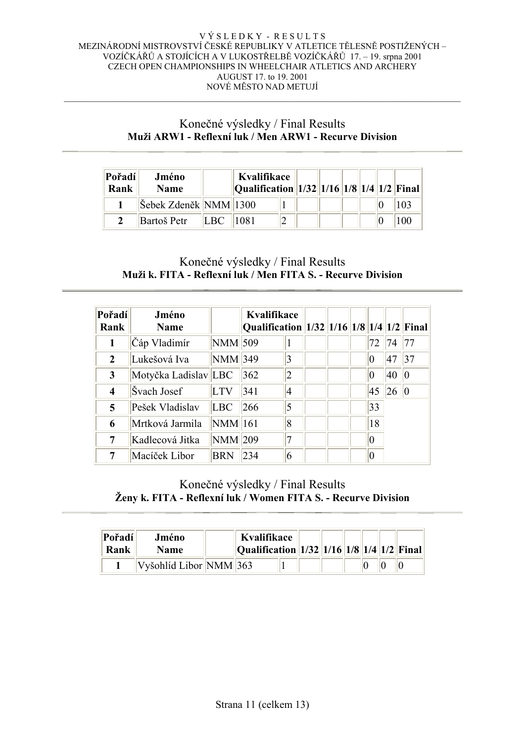VÝSLEDKY - RESULTS
MEZINÁRODNÍ MISTROVSTVÍ ČESKÉ REPUBLIKY V ATLETICE TĚLESNĚ POSTIŽENÝCH – VOZÍČKÁŘŮ A STOJÍCÍCH A V LUKOSTŘELBĚ VOZÍČKÁŘŮ 17. – 19. srpna 2001
CZECH OPEN CHAMPIONSHIPS IN WHEELCHAIR ATLETICS AND ARCHERY
AUGUST 17. to 19. 2001
NOVÉ MĚSTO NAD METUJÍ

## Konečné výsledky / Final Results

### Muži ARW1 - Reflexní luk / Men ARW1 - Recurve Division

| Pořadí Rank | Jméno Name | | Kvalifikace Qualification | | 1/32 | 1/16 | 1/8 | 1/4 | 1/2 | Final |
|---|---|---|---|---|---|---|---|---|---|---|
| 1 | Šebek Zdeněk | NMM | 1300 | 1 | | | | | 0 | 103 |
| 2 | Bartoš Petr | LBC | 1081 | 2 | | | | | 0 | 100 |

## Konečné výsledky / Final Results

### Muži k. FITA - Reflexní luk / Men FITA S. - Recurve Division

| Pořadí Rank | Jméno Name | | Kvalifikace Qualification | | 1/32 | 1/16 | 1/8 | 1/4 | 1/2 | Final |
|---|---|---|---|---|---|---|---|---|---|---|
| 1 | Čáp Vladimír | NMM | 509 | 1 | | | | 72 | 74 | 77 |
| 2 | Lukešová Iva | NMM | 349 | 3 | | | | 0 | 47 | 37 |
| 3 | Motyčka Ladislav | LBC | 362 | 2 | | | | 0 | 40 | 0 |
| 4 | Švach Josef | LTV | 341 | 4 | | | | 45 | 26 | 0 |
| 5 | Pešek Vladislav | LBC | 266 | 5 | | | | 33 | | |
| 6 | Mrtková Jarmila | NMM | 161 | 8 | | | | 18 | | |
| 7 | Kadlecová Jitka | NMM | 209 | 7 | | | | 0 | | |
| 7 | Macíček Libor | BRN | 234 | 6 | | | | 0 | | |

## Konečné výsledky / Final Results

### Ženy k. FITA - Reflexní luk / Women FITA S. - Recurve Division

| Pořadí Rank | Jméno Name | | Kvalifikace Qualification | | 1/32 | 1/16 | 1/8 | 1/4 | 1/2 | Final |
|---|---|---|---|---|---|---|---|---|---|---|
| 1 | Vyšohlíd Libor | NMM | 363 | 1 | | | | 0 | 0 | 0 |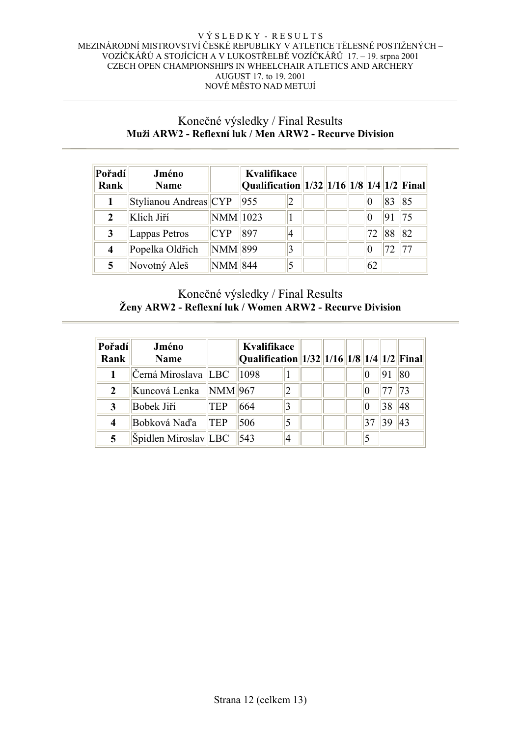V Ý S L E D K Y - R E S U L T S
MEZINÁRODNÍ MISTROVSTVÍ ČESKÉ REPUBLIKY V ATLETICE TĚLESNĚ POSTIŽENÝCH – VOZÍČKÁŘŮ A STOJÍCÍCH A V LUKOSTŘELBĚ VOZÍČKÁŘŮ 17. – 19. srpna 2001
CZECH OPEN CHAMPIONSHIPS IN WHEELCHAIR ATLETICS AND ARCHERY
AUGUST 17. to 19. 2001
NOVÉ MĚSTO NAD METUJÍ

## Konečné výsledky / Final Results

**Muži ARW2 - Reflexní luk / Men ARW2 - Recurve Division**

| Pořadí Rank | Jméno Name | | Kvalifikace Qualification | | 1/32 | 1/16 | 1/8 | 1/4 | 1/2 | Final |
|---|---|---|---|---|---|---|---|---|---|---|
| **1** | Stylianou Andreas | CYP | 955 | 2 | | | | 0 | 83 | 85 |
| **2** | Klich Jiří | NMM | 1023 | 1 | | | | 0 | 91 | 75 |
| **3** | Lappas Petros | CYP | 897 | 4 | | | | 72 | 88 | 82 |
| **4** | Popelka Oldřich | NMM | 899 | 3 | | | | 0 | 72 | 77 |
| **5** | Novotný Aleš | NMM | 844 | 5 | | | | 62 | | |

## Konečné výsledky / Final Results

**Ženy ARW2 - Reflexní luk / Women ARW2 - Recurve Division**

| Pořadí Rank | Jméno Name | | Kvalifikace Qualification | | 1/32 | 1/16 | 1/8 | 1/4 | 1/2 | Final |
|---|---|---|---|---|---|---|---|---|---|---|
| **1** | Černá Miroslava | LBC | 1098 | 1 | | | | 0 | 91 | 80 |
| **2** | Kuncová Lenka | NMM | 967 | 2 | | | | 0 | 77 | 73 |
| **3** | Bobek Jiří | TEP | 664 | 3 | | | | 0 | 38 | 48 |
| **4** | Bobková Naďa | TEP | 506 | 5 | | | | 37 | 39 | 43 |
| **5** | Špidlen Miroslav | LBC | 543 | 4 | | | | 5 | | |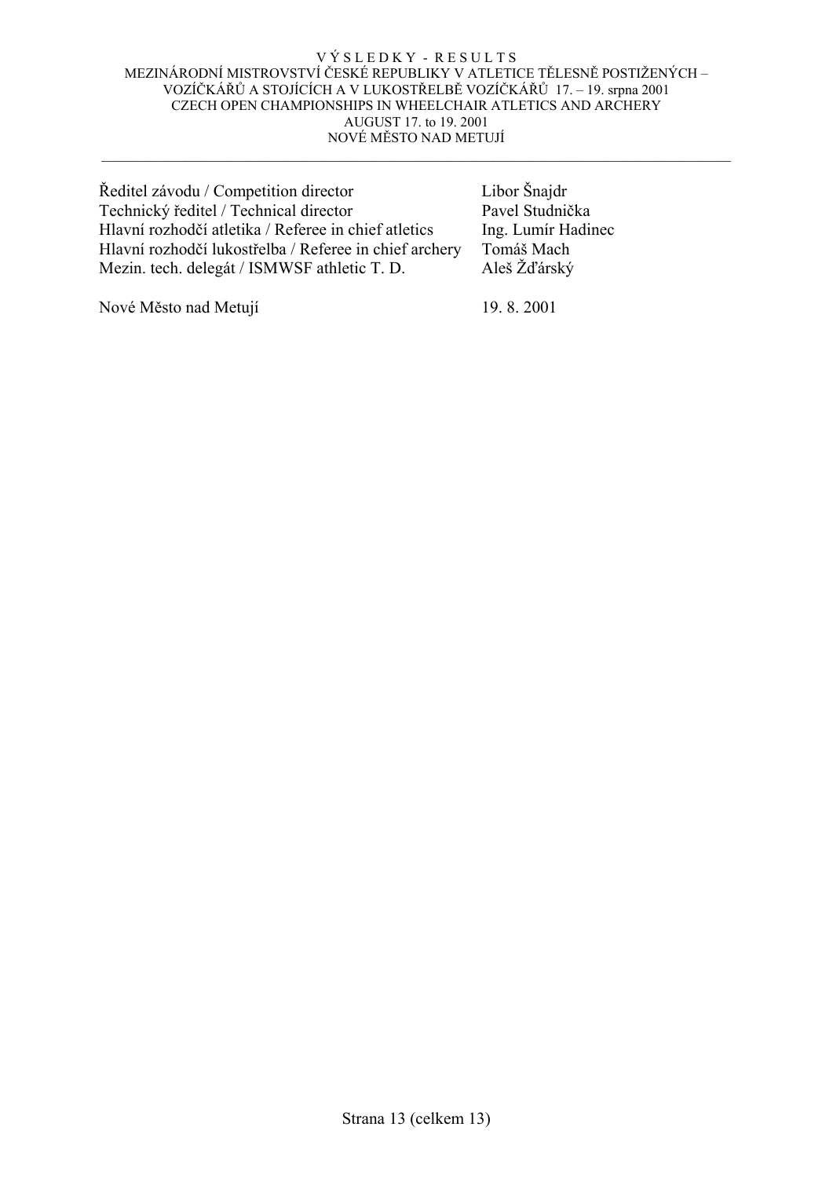| | |
|---|---|
| Ředitel závodu / Competition director | Libor Šnajdr |
| Technický ředitel / Technical director | Pavel Studnička |
| Hlavní rozhodčí atletika / Referee in chief atletics | Ing. Lumír Hadinec |
| Hlavní rozhodčí lukostřelba / Referee in chief archery | Tomáš Mach |
| Mezin. tech. delegát / ISMWSF athletic T. D. | Aleš Žďárský |

Nové Město nad Metují 19. 8. 2001